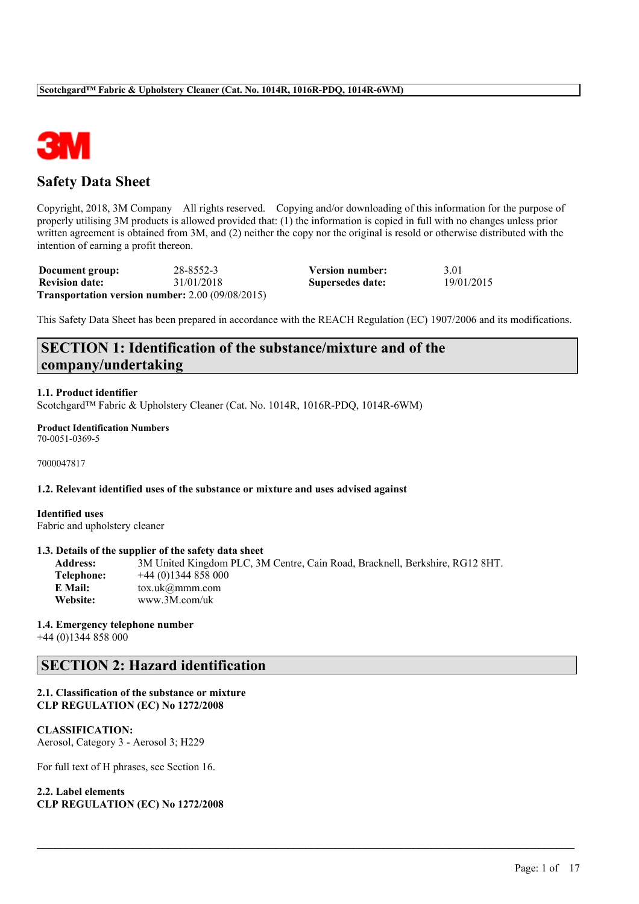# Safety Data Sheet

Copyright, 2018, 3M Company All rights reserved. Copying and/or downloading of this information for the purpose of properly utilising 3M products is allowed provided that: (1) the information is copied in full with no changes unless prior written agreement is obtained from 3M, and (2) neither the copy nor the original is resold or otherwise distributed with the intention of earning a profit thereon.

| | | | |
|---|---|---|---|
| **Document group:** | 28-8552-3 | **Version number:** | 3.01 |
| **Revision date:** | 31/01/2018 | **Supersedes date:** | 19/01/2015 |

**Transportation version number:** 2.00 (09/08/2015)

This Safety Data Sheet has been prepared in accordance with the REACH Regulation (EC) 1907/2006 and its modifications.

## SECTION 1: Identification of the substance/mixture and of the company/undertaking

**1.1. Product identifier**

Scotchgard™ Fabric & Upholstery Cleaner (Cat. No. 1014R, 1016R-PDQ, 1014R-6WM)

**Product Identification Numbers**

70-0051-0369-5

7000047817

**1.2. Relevant identified uses of the substance or mixture and uses advised against**

**Identified uses**

Fabric and upholstery cleaner

**1.3. Details of the supplier of the safety data sheet**

**Address:** 3M United Kingdom PLC, 3M Centre, Cain Road, Bracknell, Berkshire, RG12 8HT.
**Telephone:** +44 (0)1344 858 000
**E Mail:** tox.uk@mmm.com
**Website:** www.3M.com/uk

**1.4. Emergency telephone number**

+44 (0)1344 858 000

## SECTION 2: Hazard identification

**2.1. Classification of the substance or mixture**
**CLP REGULATION (EC) No 1272/2008**

**CLASSIFICATION:**
Aerosol, Category 3 - Aerosol 3; H229

For full text of H phrases, see Section 16.

**2.2. Label elements**
**CLP REGULATION (EC) No 1272/2008**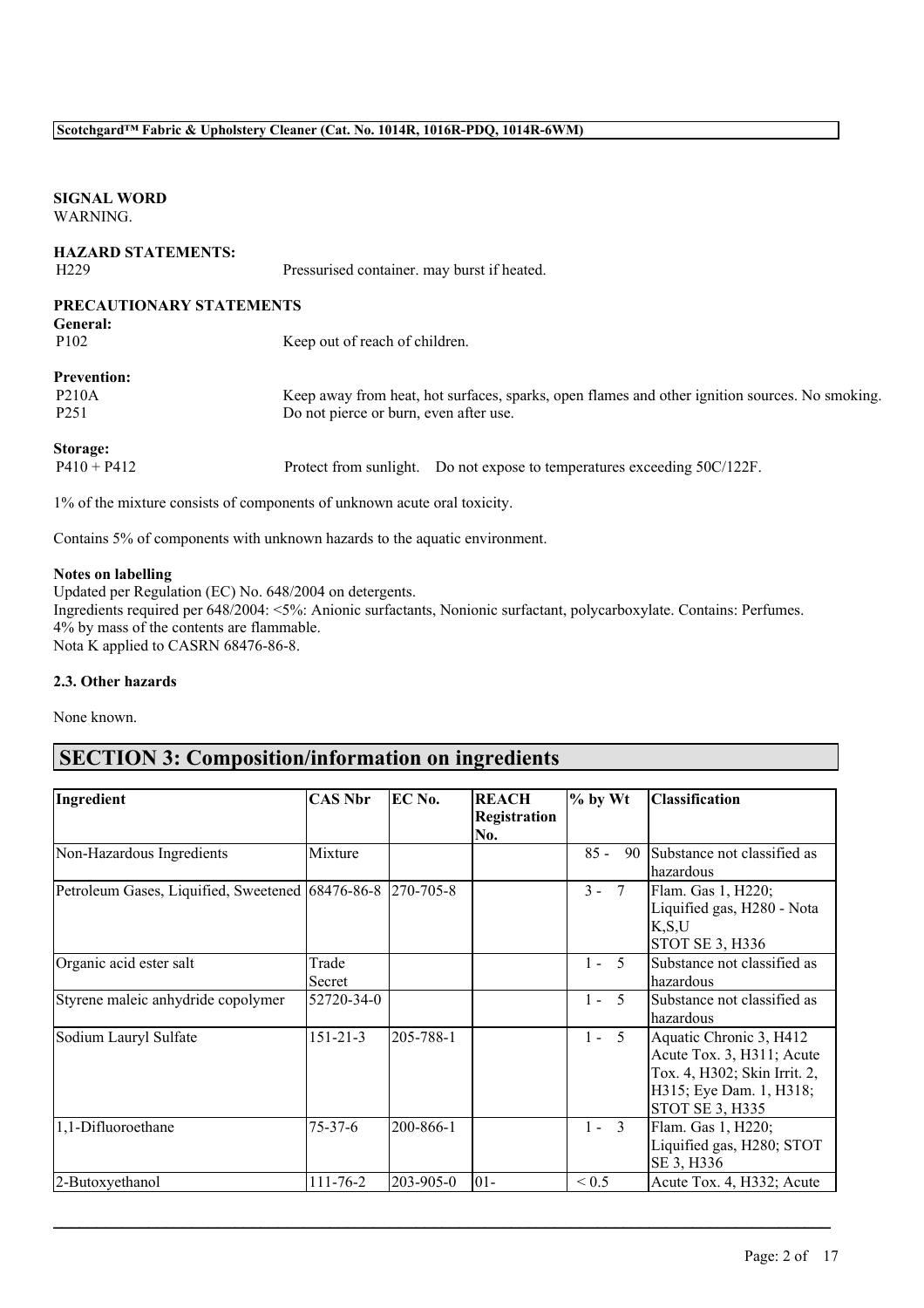**SIGNAL WORD**
WARNING.

**HAZARD STATEMENTS:**

| | |
|---|---|
| H229 | Pressurised container. may burst if heated. |

**PRECAUTIONARY STATEMENTS**

**General:**

| | |
|---|---|
| P102 | Keep out of reach of children. |

**Prevention:**

| | |
|---|---|
| P210A | Keep away from heat, hot surfaces, sparks, open flames and other ignition sources. No smoking. |
| P251 | Do not pierce or burn, even after use. |

**Storage:**

| | |
|---|---|
| P410 + P412 | Protect from sunlight. Do not expose to temperatures exceeding 50C/122F. |

1% of the mixture consists of components of unknown acute oral toxicity.

Contains 5% of components with unknown hazards to the aquatic environment.

**Notes on labelling**
Updated per Regulation (EC) No. 648/2004 on detergents.
Ingredients required per 648/2004: <5%: Anionic surfactants, Nonionic surfactant, polycarboxylate. Contains: Perfumes.
4% by mass of the contents are flammable.
Nota K applied to CASRN 68476-86-8.

**2.3. Other hazards**

None known.

## SECTION 3: Composition/information on ingredients

| Ingredient | CAS Nbr | EC No. | REACH Registration No. | % by Wt | Classification |
|---|---|---|---|---|---|
| Non-Hazardous Ingredients | Mixture | | | 85 - 90 | Substance not classified as hazardous |
| Petroleum Gases, Liquified, Sweetened | 68476-86-8 | 270-705-8 | | 3 - 7 | Flam. Gas 1, H220; Liquified gas, H280 - Nota K,S,U STOT SE 3, H336 |
| Organic acid ester salt | Trade Secret | | | 1 - 5 | Substance not classified as hazardous |
| Styrene maleic anhydride copolymer | 52720-34-0 | | | 1 - 5 | Substance not classified as hazardous |
| Sodium Lauryl Sulfate | 151-21-3 | 205-788-1 | | 1 - 5 | Aquatic Chronic 3, H412 Acute Tox. 3, H311; Acute Tox. 4, H302; Skin Irrit. 2, H315; Eye Dam. 1, H318; STOT SE 3, H335 |
| 1,1-Difluoroethane | 75-37-6 | 200-866-1 | | 1 - 3 | Flam. Gas 1, H220; Liquified gas, H280; STOT SE 3, H336 |
| 2-Butoxyethanol | 111-76-2 | 203-905-0 | 01- | < 0.5 | Acute Tox. 4, H332; Acute |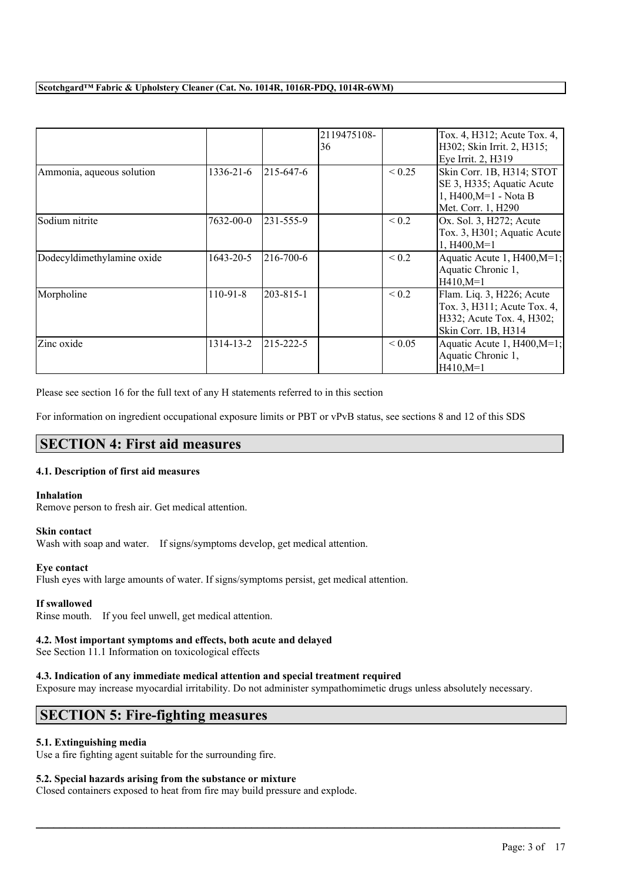| | | | | | |
|---|---|---|---|---|---|
| | | | 2119475108-36 | | Tox. 4, H312; Acute Tox. 4, H302; Skin Irrit. 2, H315; Eye Irrit. 2, H319 |
| Ammonia, aqueous solution | 1336-21-6 | 215-647-6 | | < 0.25 | Skin Corr. 1B, H314; STOT SE 3, H335; Aquatic Acute 1, H400,M=1 - Nota B Met. Corr. 1, H290 |
| Sodium nitrite | 7632-00-0 | 231-555-9 | | < 0.2 | Ox. Sol. 3, H272; Acute Tox. 3, H301; Aquatic Acute 1, H400,M=1 |
| Dodecyldimethylamine oxide | 1643-20-5 | 216-700-6 | | < 0.2 | Aquatic Acute 1, H400,M=1; Aquatic Chronic 1, H410,M=1 |
| Morpholine | 110-91-8 | 203-815-1 | | < 0.2 | Flam. Liq. 3, H226; Acute Tox. 3, H311; Acute Tox. 4, H332; Acute Tox. 4, H302; Skin Corr. 1B, H314 |
| Zinc oxide | 1314-13-2 | 215-222-5 | | < 0.05 | Aquatic Acute 1, H400,M=1; Aquatic Chronic 1, H410,M=1 |

Please see section 16 for the full text of any H statements referred to in this section

For information on ingredient occupational exposure limits or PBT or vPvB status, see sections 8 and 12 of this SDS

## SECTION 4: First aid measures

### 4.1. Description of first aid measures

**Inhalation**
Remove person to fresh air. Get medical attention.

**Skin contact**
Wash with soap and water. If signs/symptoms develop, get medical attention.

**Eye contact**
Flush eyes with large amounts of water. If signs/symptoms persist, get medical attention.

**If swallowed**
Rinse mouth. If you feel unwell, get medical attention.

### 4.2. Most important symptoms and effects, both acute and delayed

See Section 11.1 Information on toxicological effects

### 4.3. Indication of any immediate medical attention and special treatment required

Exposure may increase myocardial irritability. Do not administer sympathomimetic drugs unless absolutely necessary.

## SECTION 5: Fire-fighting measures

### 5.1. Extinguishing media

Use a fire fighting agent suitable for the surrounding fire.

### 5.2. Special hazards arising from the substance or mixture

Closed containers exposed to heat from fire may build pressure and explode.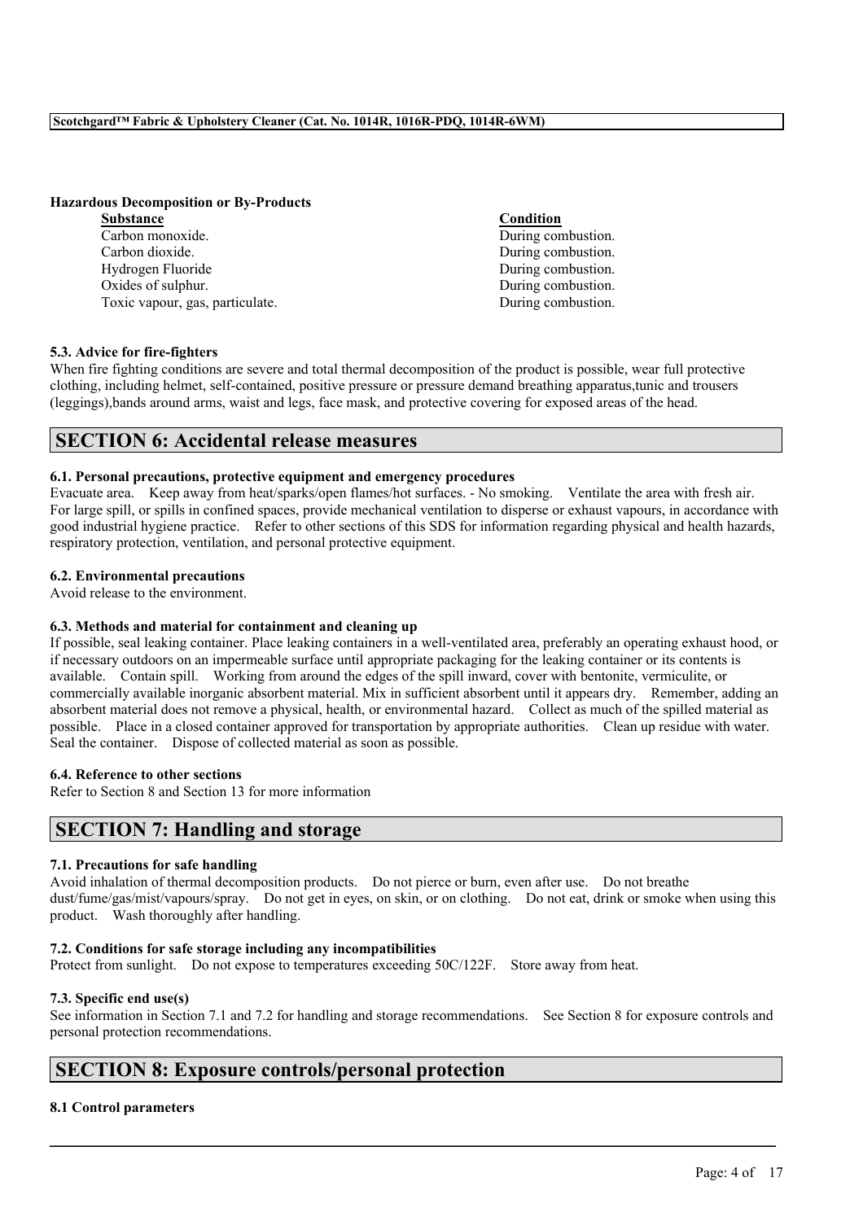**Hazardous Decomposition or By-Products**

| Substance | Condition |
| --- | --- |
| Carbon monoxide. | During combustion. |
| Carbon dioxide. | During combustion. |
| Hydrogen Fluoride | During combustion. |
| Oxides of sulphur. | During combustion. |
| Toxic vapour, gas, particulate. | During combustion. |

### 5.3. Advice for fire-fighters

When fire fighting conditions are severe and total thermal decomposition of the product is possible, wear full protective clothing, including helmet, self-contained, positive pressure or pressure demand breathing apparatus,tunic and trousers (leggings),bands around arms, waist and legs, face mask, and protective covering for exposed areas of the head.

## SECTION 6: Accidental release measures

### 6.1. Personal precautions, protective equipment and emergency procedures

Evacuate area. Keep away from heat/sparks/open flames/hot surfaces. - No smoking. Ventilate the area with fresh air. For large spill, or spills in confined spaces, provide mechanical ventilation to disperse or exhaust vapours, in accordance with good industrial hygiene practice. Refer to other sections of this SDS for information regarding physical and health hazards, respiratory protection, ventilation, and personal protective equipment.

### 6.2. Environmental precautions

Avoid release to the environment.

### 6.3. Methods and material for containment and cleaning up

If possible, seal leaking container. Place leaking containers in a well-ventilated area, preferably an operating exhaust hood, or if necessary outdoors on an impermeable surface until appropriate packaging for the leaking container or its contents is available. Contain spill. Working from around the edges of the spill inward, cover with bentonite, vermiculite, or commercially available inorganic absorbent material. Mix in sufficient absorbent until it appears dry. Remember, adding an absorbent material does not remove a physical, health, or environmental hazard. Collect as much of the spilled material as possible. Place in a closed container approved for transportation by appropriate authorities. Clean up residue with water. Seal the container. Dispose of collected material as soon as possible.

### 6.4. Reference to other sections

Refer to Section 8 and Section 13 for more information

## SECTION 7: Handling and storage

### 7.1. Precautions for safe handling

Avoid inhalation of thermal decomposition products. Do not pierce or burn, even after use. Do not breathe dust/fume/gas/mist/vapours/spray. Do not get in eyes, on skin, or on clothing. Do not eat, drink or smoke when using this product. Wash thoroughly after handling.

### 7.2. Conditions for safe storage including any incompatibilities

Protect from sunlight. Do not expose to temperatures exceeding 50C/122F. Store away from heat.

### 7.3. Specific end use(s)

See information in Section 7.1 and 7.2 for handling and storage recommendations. See Section 8 for exposure controls and personal protection recommendations.

## SECTION 8: Exposure controls/personal protection

### 8.1 Control parameters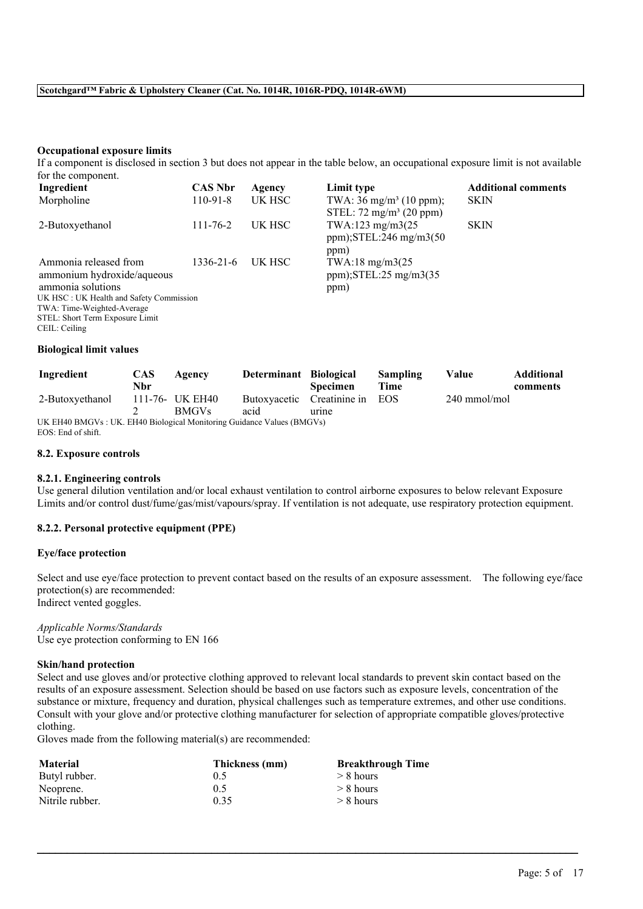**Occupational exposure limits**

If a component is disclosed in section 3 but does not appear in the table below, an occupational exposure limit is not available for the component.

| Ingredient | CAS Nbr | Agency | Limit type | Additional comments |
|---|---|---|---|---|
| Morpholine | 110-91-8 | UK HSC | TWA: 36 mg/m³ (10 ppm); STEL: 72 mg/m³ (20 ppm) | SKIN |
| 2-Butoxyethanol | 111-76-2 | UK HSC | TWA:123 mg/m3(25 ppm);STEL:246 mg/m3(50 ppm) | SKIN |
| Ammonia released from ammonium hydroxide/aqueous ammonia solutions | 1336-21-6 | UK HSC | TWA:18 mg/m3(25 ppm);STEL:25 mg/m3(35 ppm) | |

UK HSC : UK Health and Safety Commission
TWA: Time-Weighted-Average
STEL: Short Term Exposure Limit
CEIL: Ceiling

**Biological limit values**

| Ingredient | CAS Nbr | Agency | Determinant | Biological Specimen | Sampling Time | Value | Additional comments |
|---|---|---|---|---|---|---|---|
| 2-Butoxyethanol | 111-76-2 | UK EH40 BMGVs | Butoxyacetic acid | Creatinine in urine | EOS | 240 mmol/mol | |

UK EH40 BMGVs : UK. EH40 Biological Monitoring Guidance Values (BMGVs)
EOS: End of shift.

### 8.2. Exposure controls

#### 8.2.1. Engineering controls

Use general dilution ventilation and/or local exhaust ventilation to control airborne exposures to below relevant Exposure Limits and/or control dust/fume/gas/mist/vapours/spray. If ventilation is not adequate, use respiratory protection equipment.

#### 8.2.2. Personal protective equipment (PPE)

**Eye/face protection**

Select and use eye/face protection to prevent contact based on the results of an exposure assessment. The following eye/face protection(s) are recommended:
Indirect vented goggles.

*Applicable Norms/Standards*
Use eye protection conforming to EN 166

**Skin/hand protection**

Select and use gloves and/or protective clothing approved to relevant local standards to prevent skin contact based on the results of an exposure assessment. Selection should be based on use factors such as exposure levels, concentration of the substance or mixture, frequency and duration, physical challenges such as temperature extremes, and other use conditions. Consult with your glove and/or protective clothing manufacturer for selection of appropriate compatible gloves/protective clothing.
Gloves made from the following material(s) are recommended:

| Material | Thickness (mm) | Breakthrough Time |
|---|---|---|
| Butyl rubber. | 0.5 | > 8 hours |
| Neoprene. | 0.5 | > 8 hours |
| Nitrile rubber. | 0.35 | > 8 hours |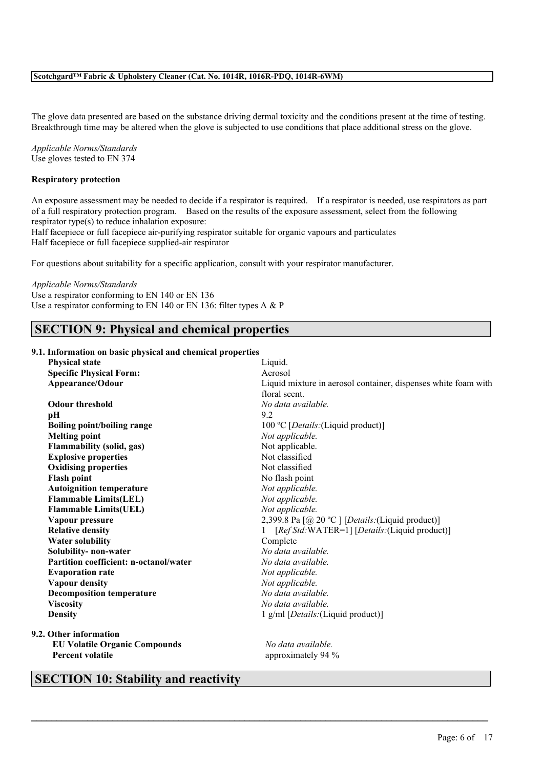The glove data presented are based on the substance driving dermal toxicity and the conditions present at the time of testing. Breakthrough time may be altered when the glove is subjected to use conditions that place additional stress on the glove.

*Applicable Norms/Standards*
Use gloves tested to EN 374

**Respiratory protection**

An exposure assessment may be needed to decide if a respirator is required. If a respirator is needed, use respirators as part of a full respiratory protection program. Based on the results of the exposure assessment, select from the following respirator type(s) to reduce inhalation exposure:
Half facepiece or full facepiece air-purifying respirator suitable for organic vapours and particulates
Half facepiece or full facepiece supplied-air respirator

For questions about suitability for a specific application, consult with your respirator manufacturer.

*Applicable Norms/Standards*
Use a respirator conforming to EN 140 or EN 136
Use a respirator conforming to EN 140 or EN 136: filter types A & P

## SECTION 9: Physical and chemical properties

**9.1. Information on basic physical and chemical properties**

| | |
|---|---|
| **Physical state** | Liquid. |
| **Specific Physical Form:** | Aerosol |
| **Appearance/Odour** | Liquid mixture in aerosol container, dispenses white foam with floral scent. |
| **Odour threshold** | *No data available.* |
| **pH** | 9.2 |
| **Boiling point/boiling range** | 100 ºC [*Details:*(Liquid product)] |
| **Melting point** | *Not applicable.* |
| **Flammability (solid, gas)** | Not applicable. |
| **Explosive properties** | Not classified |
| **Oxidising properties** | Not classified |
| **Flash point** | No flash point |
| **Autoignition temperature** | *Not applicable.* |
| **Flammable Limits(LEL)** | *Not applicable.* |
| **Flammable Limits(UEL)** | *Not applicable.* |
| **Vapour pressure** | 2,399.8 Pa [@ 20 ºC ] [*Details:*(Liquid product)] |
| **Relative density** | 1 [*Ref Std:*WATER=1] [*Details:*(Liquid product)] |
| **Water solubility** | Complete |
| **Solubility- non-water** | *No data available.* |
| **Partition coefficient: n-octanol/water** | *No data available.* |
| **Evaporation rate** | *Not applicable.* |
| **Vapour density** | *Not applicable.* |
| **Decomposition temperature** | *No data available.* |
| **Viscosity** | *No data available.* |
| **Density** | 1 g/ml [*Details:*(Liquid product)] |

**9.2. Other information**

| | |
|---|---|
| **EU Volatile Organic Compounds** | *No data available.* |
| **Percent volatile** | approximately 94 % |

## SECTION 10: Stability and reactivity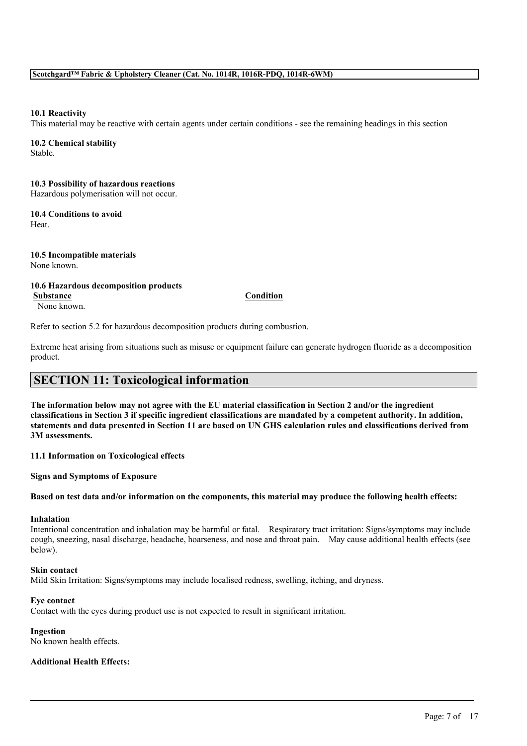**10.1 Reactivity**

This material may be reactive with certain agents under certain conditions - see the remaining headings in this section

**10.2 Chemical stability**

Stable.

**10.3 Possibility of hazardous reactions**

Hazardous polymerisation will not occur.

**10.4 Conditions to avoid**

Heat.

**10.5 Incompatible materials**

None known.

**10.6 Hazardous decomposition products**

| Substance | Condition |
| --- | --- |
| None known. | |

Refer to section 5.2 for hazardous decomposition products during combustion.

Extreme heat arising from situations such as misuse or equipment failure can generate hydrogen fluoride as a decomposition product.

## SECTION 11: Toxicological information

**The information below may not agree with the EU material classification in Section 2 and/or the ingredient classifications in Section 3 if specific ingredient classifications are mandated by a competent authority. In addition, statements and data presented in Section 11 are based on UN GHS calculation rules and classifications derived from 3M assessments.**

**11.1 Information on Toxicological effects**

**Signs and Symptoms of Exposure**

**Based on test data and/or information on the components, this material may produce the following health effects:**

**Inhalation**

Intentional concentration and inhalation may be harmful or fatal. Respiratory tract irritation: Signs/symptoms may include cough, sneezing, nasal discharge, headache, hoarseness, and nose and throat pain. May cause additional health effects (see below).

**Skin contact**

Mild Skin Irritation: Signs/symptoms may include localised redness, swelling, itching, and dryness.

**Eye contact**

Contact with the eyes during product use is not expected to result in significant irritation.

**Ingestion**

No known health effects.

**Additional Health Effects:**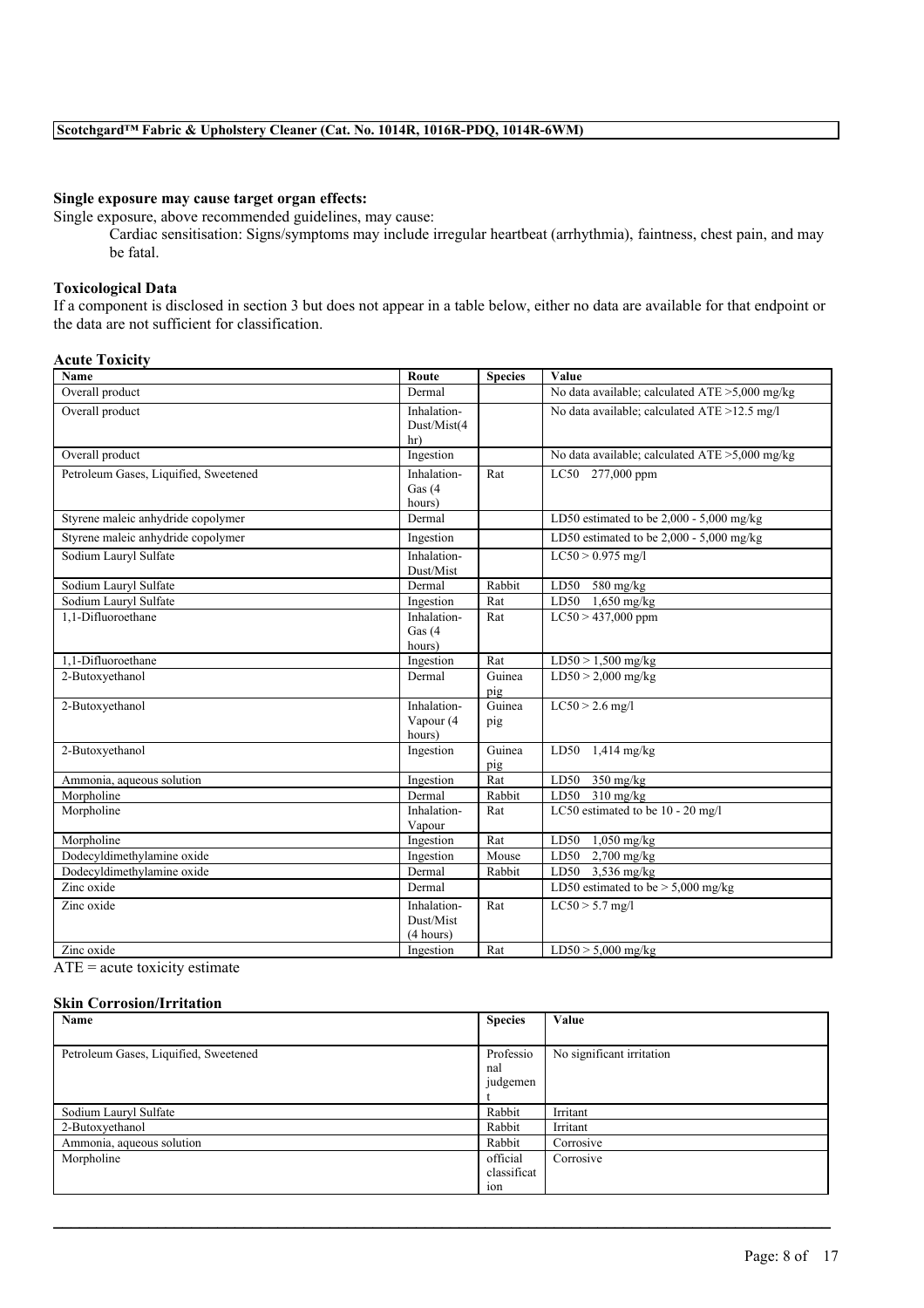**Single exposure may cause target organ effects:**

Single exposure, above recommended guidelines, may cause:

Cardiac sensitisation: Signs/symptoms may include irregular heartbeat (arrhythmia), faintness, chest pain, and may be fatal.

**Toxicological Data**

If a component is disclosed in section 3 but does not appear in a table below, either no data are available for that endpoint or the data are not sufficient for classification.

**Acute Toxicity**

| Name | Route | Species | Value |
|---|---|---|---|
| Overall product | Dermal | | No data available; calculated ATE >5,000 mg/kg |
| Overall product | Inhalation-Dust/Mist(4 hr) | | No data available; calculated ATE >12.5 mg/l |
| Overall product | Ingestion | | No data available; calculated ATE >5,000 mg/kg |
| Petroleum Gases, Liquified, Sweetened | Inhalation-Gas (4 hours) | Rat | LC50 277,000 ppm |
| Styrene maleic anhydride copolymer | Dermal | | LD50 estimated to be 2,000 - 5,000 mg/kg |
| Styrene maleic anhydride copolymer | Ingestion | | LD50 estimated to be 2,000 - 5,000 mg/kg |
| Sodium Lauryl Sulfate | Inhalation-Dust/Mist | | LC50 > 0.975 mg/l |
| Sodium Lauryl Sulfate | Dermal | Rabbit | LD50 580 mg/kg |
| Sodium Lauryl Sulfate | Ingestion | Rat | LD50 1,650 mg/kg |
| 1,1-Difluoroethane | Inhalation-Gas (4 hours) | Rat | LC50 > 437,000 ppm |
| 1,1-Difluoroethane | Ingestion | Rat | LD50 > 1,500 mg/kg |
| 2-Butoxyethanol | Dermal | Guinea pig | LD50 > 2,000 mg/kg |
| 2-Butoxyethanol | Inhalation-Vapour (4 hours) | Guinea pig | LC50 > 2.6 mg/l |
| 2-Butoxyethanol | Ingestion | Guinea pig | LD50 1,414 mg/kg |
| Ammonia, aqueous solution | Ingestion | Rat | LD50 350 mg/kg |
| Morpholine | Dermal | Rabbit | LD50 310 mg/kg |
| Morpholine | Inhalation-Vapour | Rat | LC50 estimated to be 10 - 20 mg/l |
| Morpholine | Ingestion | Rat | LD50 1,050 mg/kg |
| Dodecyldimethylamine oxide | Ingestion | Mouse | LD50 2,700 mg/kg |
| Dodecyldimethylamine oxide | Dermal | Rabbit | LD50 3,536 mg/kg |
| Zinc oxide | Dermal | | LD50 estimated to be > 5,000 mg/kg |
| Zinc oxide | Inhalation-Dust/Mist (4 hours) | Rat | LC50 > 5.7 mg/l |
| Zinc oxide | Ingestion | Rat | LD50 > 5,000 mg/kg |

ATE = acute toxicity estimate

**Skin Corrosion/Irritation**

| Name | Species | Value |
|---|---|---|
| Petroleum Gases, Liquified, Sweetened | Professional judgement | No significant irritation |
| Sodium Lauryl Sulfate | Rabbit | Irritant |
| 2-Butoxyethanol | Rabbit | Irritant |
| Ammonia, aqueous solution | Rabbit | Corrosive |
| Morpholine | official classification | Corrosive |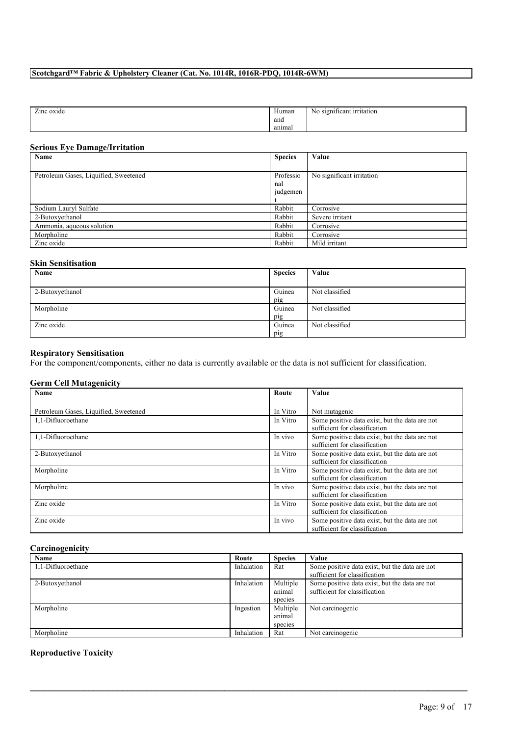| Zinc oxide | Human and animal | No significant irritation |
|---|---|---|

## Serious Eye Damage/Irritation

| Name | Species | Value |
|---|---|---|
| Petroleum Gases, Liquified, Sweetened | Professional judgement | No significant irritation |
| Sodium Lauryl Sulfate | Rabbit | Corrosive |
| 2-Butoxyethanol | Rabbit | Severe irritant |
| Ammonia, aqueous solution | Rabbit | Corrosive |
| Morpholine | Rabbit | Corrosive |
| Zinc oxide | Rabbit | Mild irritant |

## Skin Sensitisation

| Name | Species | Value |
|---|---|---|
| 2-Butoxyethanol | Guinea pig | Not classified |
| Morpholine | Guinea pig | Not classified |
| Zinc oxide | Guinea pig | Not classified |

## Respiratory Sensitisation

For the component/components, either no data is currently available or the data is not sufficient for classification.

## Germ Cell Mutagenicity

| Name | Route | Value |
|---|---|---|
| Petroleum Gases, Liquified, Sweetened | In Vitro | Not mutagenic |
| 1,1-Difluoroethane | In Vitro | Some positive data exist, but the data are not sufficient for classification |
| 1,1-Difluoroethane | In vivo | Some positive data exist, but the data are not sufficient for classification |
| 2-Butoxyethanol | In Vitro | Some positive data exist, but the data are not sufficient for classification |
| Morpholine | In Vitro | Some positive data exist, but the data are not sufficient for classification |
| Morpholine | In vivo | Some positive data exist, but the data are not sufficient for classification |
| Zinc oxide | In Vitro | Some positive data exist, but the data are not sufficient for classification |
| Zinc oxide | In vivo | Some positive data exist, but the data are not sufficient for classification |

## Carcinogenicity

| Name | Route | Species | Value |
|---|---|---|---|
| 1,1-Difluoroethane | Inhalation | Rat | Some positive data exist, but the data are not sufficient for classification |
| 2-Butoxyethanol | Inhalation | Multiple animal species | Some positive data exist, but the data are not sufficient for classification |
| Morpholine | Ingestion | Multiple animal species | Not carcinogenic |
| Morpholine | Inhalation | Rat | Not carcinogenic |

## Reproductive Toxicity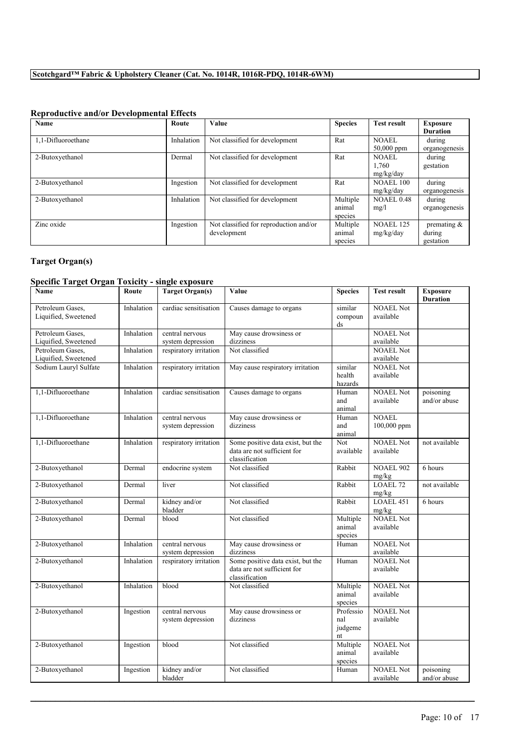**Scotchgard™ Fabric & Upholstery Cleaner (Cat. No. 1014R, 1016R-PDQ, 1014R-6WM)**

### Reproductive and/or Developmental Effects

| Name | Route | Value | Species | Test result | Exposure Duration |
|---|---|---|---|---|---|
| 1,1-Difluoroethane | Inhalation | Not classified for development | Rat | NOAEL 50,000 ppm | during organogenesis |
| 2-Butoxyethanol | Dermal | Not classified for development | Rat | NOAEL 1,760 mg/kg/day | during gestation |
| 2-Butoxyethanol | Ingestion | Not classified for development | Rat | NOAEL 100 mg/kg/day | during organogenesis |
| 2-Butoxyethanol | Inhalation | Not classified for development | Multiple animal species | NOAEL 0.48 mg/l | during organogenesis |
| Zinc oxide | Ingestion | Not classified for reproduction and/or development | Multiple animal species | NOAEL 125 mg/kg/day | premating & during gestation |

### Target Organ(s)

### Specific Target Organ Toxicity - single exposure

| Name | Route | Target Organ(s) | Value | Species | Test result | Exposure Duration |
|---|---|---|---|---|---|---|
| Petroleum Gases, Liquified, Sweetened | Inhalation | cardiac sensitisation | Causes damage to organs | similar compounds | NOAEL Not available | |
| Petroleum Gases, Liquified, Sweetened | Inhalation | central nervous system depression | May cause drowsiness or dizziness | | NOAEL Not available | |
| Petroleum Gases, Liquified, Sweetened | Inhalation | respiratory irritation | Not classified | | NOAEL Not available | |
| Sodium Lauryl Sulfate | Inhalation | respiratory irritation | May cause respiratory irritation | similar health hazards | NOAEL Not available | |
| 1,1-Difluoroethane | Inhalation | cardiac sensitisation | Causes damage to organs | Human and animal | NOAEL Not available | poisoning and/or abuse |
| 1,1-Difluoroethane | Inhalation | central nervous system depression | May cause drowsiness or dizziness | Human and animal | NOAEL 100,000 ppm | |
| 1,1-Difluoroethane | Inhalation | respiratory irritation | Some positive data exist, but the data are not sufficient for classification | Not available | NOAEL Not available | not available |
| 2-Butoxyethanol | Dermal | endocrine system | Not classified | Rabbit | NOAEL 902 mg/kg | 6 hours |
| 2-Butoxyethanol | Dermal | liver | Not classified | Rabbit | LOAEL 72 mg/kg | not available |
| 2-Butoxyethanol | Dermal | kidney and/or bladder | Not classified | Rabbit | LOAEL 451 mg/kg | 6 hours |
| 2-Butoxyethanol | Dermal | blood | Not classified | Multiple animal species | NOAEL Not available | |
| 2-Butoxyethanol | Inhalation | central nervous system depression | May cause drowsiness or dizziness | Human | NOAEL Not available | |
| 2-Butoxyethanol | Inhalation | respiratory irritation | Some positive data exist, but the data are not sufficient for classification | Human | NOAEL Not available | |
| 2-Butoxyethanol | Inhalation | blood | Not classified | Multiple animal species | NOAEL Not available | |
| 2-Butoxyethanol | Ingestion | central nervous system depression | May cause drowsiness or dizziness | Professional judgement | NOAEL Not available | |
| 2-Butoxyethanol | Ingestion | blood | Not classified | Multiple animal species | NOAEL Not available | |
| 2-Butoxyethanol | Ingestion | kidney and/or bladder | Not classified | Human | NOAEL Not available | poisoning and/or abuse |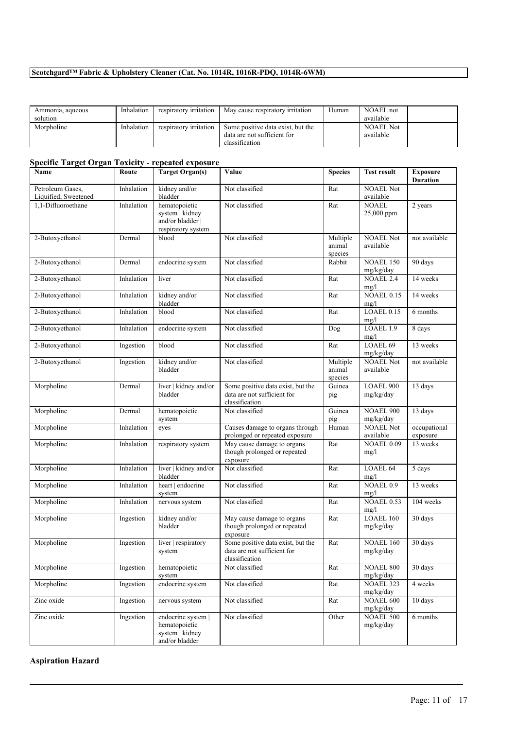| Ammonia, aqueous solution | Inhalation | respiratory irritation | May cause respiratory irritation | Human | NOAEL not available | |
|---|---|---|---|---|---|---|
| Morpholine | Inhalation | respiratory irritation | Some positive data exist, but the data are not sufficient for classification | | NOAEL Not available | |

### Specific Target Organ Toxicity - repeated exposure

| Name | Route | Target Organ(s) | Value | Species | Test result | Exposure Duration |
|---|---|---|---|---|---|---|
| Petroleum Gases, Liquified, Sweetened | Inhalation | kidney and/or bladder | Not classified | Rat | NOAEL Not available | |
| 1,1-Difluoroethane | Inhalation | hematopoietic system \| kidney and/or bladder \| respiratory system | Not classified | Rat | NOAEL 25,000 ppm | 2 years |
| 2-Butoxyethanol | Dermal | blood | Not classified | Multiple animal species | NOAEL Not available | not available |
| 2-Butoxyethanol | Dermal | endocrine system | Not classified | Rabbit | NOAEL 150 mg/kg/day | 90 days |
| 2-Butoxyethanol | Inhalation | liver | Not classified | Rat | NOAEL 2.4 mg/l | 14 weeks |
| 2-Butoxyethanol | Inhalation | kidney and/or bladder | Not classified | Rat | NOAEL 0.15 mg/l | 14 weeks |
| 2-Butoxyethanol | Inhalation | blood | Not classified | Rat | LOAEL 0.15 mg/l | 6 months |
| 2-Butoxyethanol | Inhalation | endocrine system | Not classified | Dog | LOAEL 1.9 mg/l | 8 days |
| 2-Butoxyethanol | Ingestion | blood | Not classified | Rat | LOAEL 69 mg/kg/day | 13 weeks |
| 2-Butoxyethanol | Ingestion | kidney and/or bladder | Not classified | Multiple animal species | NOAEL Not available | not available |
| Morpholine | Dermal | liver \| kidney and/or bladder | Some positive data exist, but the data are not sufficient for classification | Guinea pig | LOAEL 900 mg/kg/day | 13 days |
| Morpholine | Dermal | hematopoietic system | Not classified | Guinea pig | NOAEL 900 mg/kg/day | 13 days |
| Morpholine | Inhalation | eyes | Causes damage to organs through prolonged or repeated exposure | Human | NOAEL Not available | occupational exposure |
| Morpholine | Inhalation | respiratory system | May cause damage to organs though prolonged or repeated exposure | Rat | NOAEL 0.09 mg/l | 13 weeks |
| Morpholine | Inhalation | liver \| kidney and/or bladder | Not classified | Rat | LOAEL 64 mg/l | 5 days |
| Morpholine | Inhalation | heart \| endocrine system | Not classified | Rat | NOAEL 0.9 mg/l | 13 weeks |
| Morpholine | Inhalation | nervous system | Not classified | Rat | NOAEL 0.53 mg/l | 104 weeks |
| Morpholine | Ingestion | kidney and/or bladder | May cause damage to organs though prolonged or repeated exposure | Rat | LOAEL 160 mg/kg/day | 30 days |
| Morpholine | Ingestion | liver \| respiratory system | Some positive data exist, but the data are not sufficient for classification | Rat | NOAEL 160 mg/kg/day | 30 days |
| Morpholine | Ingestion | hematopoietic system | Not classified | Rat | NOAEL 800 mg/kg/day | 30 days |
| Morpholine | Ingestion | endocrine system | Not classified | Rat | NOAEL 323 mg/kg/day | 4 weeks |
| Zinc oxide | Ingestion | nervous system | Not classified | Rat | NOAEL 600 mg/kg/day | 10 days |
| Zinc oxide | Ingestion | endocrine system \| hematopoietic system \| kidney and/or bladder | Not classified | Other | NOAEL 500 mg/kg/day | 6 months |

### Aspiration Hazard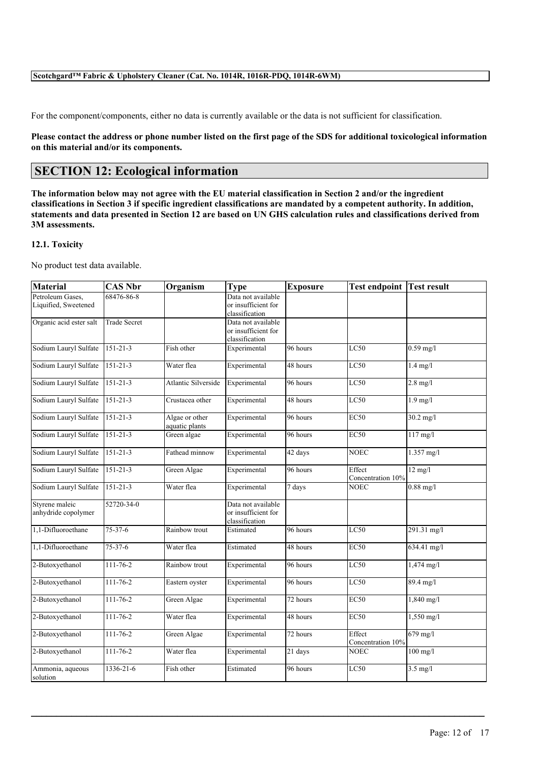For the component/components, either no data is currently available or the data is not sufficient for classification.

**Please contact the address or phone number listed on the first page of the SDS for additional toxicological information on this material and/or its components.**

## SECTION 12: Ecological information

**The information below may not agree with the EU material classification in Section 2 and/or the ingredient classifications in Section 3 if specific ingredient classifications are mandated by a competent authority. In addition, statements and data presented in Section 12 are based on UN GHS calculation rules and classifications derived from 3M assessments.**

### 12.1. Toxicity

No product test data available.

| Material | CAS Nbr | Organism | Type | Exposure | Test endpoint | Test result |
|---|---|---|---|---|---|---|
| Petroleum Gases, Liquified, Sweetened | 68476-86-8 | | Data not available or insufficient for classification | | | |
| Organic acid ester salt | Trade Secret | | Data not available or insufficient for classification | | | |
| Sodium Lauryl Sulfate | 151-21-3 | Fish other | Experimental | 96 hours | LC50 | 0.59 mg/l |
| Sodium Lauryl Sulfate | 151-21-3 | Water flea | Experimental | 48 hours | LC50 | 1.4 mg/l |
| Sodium Lauryl Sulfate | 151-21-3 | Atlantic Silverside | Experimental | 96 hours | LC50 | 2.8 mg/l |
| Sodium Lauryl Sulfate | 151-21-3 | Crustacea other | Experimental | 48 hours | LC50 | 1.9 mg/l |
| Sodium Lauryl Sulfate | 151-21-3 | Algae or other aquatic plants | Experimental | 96 hours | EC50 | 30.2 mg/l |
| Sodium Lauryl Sulfate | 151-21-3 | Green algae | Experimental | 96 hours | EC50 | 117 mg/l |
| Sodium Lauryl Sulfate | 151-21-3 | Fathead minnow | Experimental | 42 days | NOEC | 1.357 mg/l |
| Sodium Lauryl Sulfate | 151-21-3 | Green Algae | Experimental | 96 hours | Effect Concentration 10% | 12 mg/l |
| Sodium Lauryl Sulfate | 151-21-3 | Water flea | Experimental | 7 days | NOEC | 0.88 mg/l |
| Styrene maleic anhydride copolymer | 52720-34-0 | | Data not available or insufficient for classification | | | |
| 1,1-Difluoroethane | 75-37-6 | Rainbow trout | Estimated | 96 hours | LC50 | 291.31 mg/l |
| 1,1-Difluoroethane | 75-37-6 | Water flea | Estimated | 48 hours | EC50 | 634.41 mg/l |
| 2-Butoxyethanol | 111-76-2 | Rainbow trout | Experimental | 96 hours | LC50 | 1,474 mg/l |
| 2-Butoxyethanol | 111-76-2 | Eastern oyster | Experimental | 96 hours | LC50 | 89.4 mg/l |
| 2-Butoxyethanol | 111-76-2 | Green Algae | Experimental | 72 hours | EC50 | 1,840 mg/l |
| 2-Butoxyethanol | 111-76-2 | Water flea | Experimental | 48 hours | EC50 | 1,550 mg/l |
| 2-Butoxyethanol | 111-76-2 | Green Algae | Experimental | 72 hours | Effect Concentration 10% | 679 mg/l |
| 2-Butoxyethanol | 111-76-2 | Water flea | Experimental | 21 days | NOEC | 100 mg/l |
| Ammonia, aqueous solution | 1336-21-6 | Fish other | Estimated | 96 hours | LC50 | 3.5 mg/l |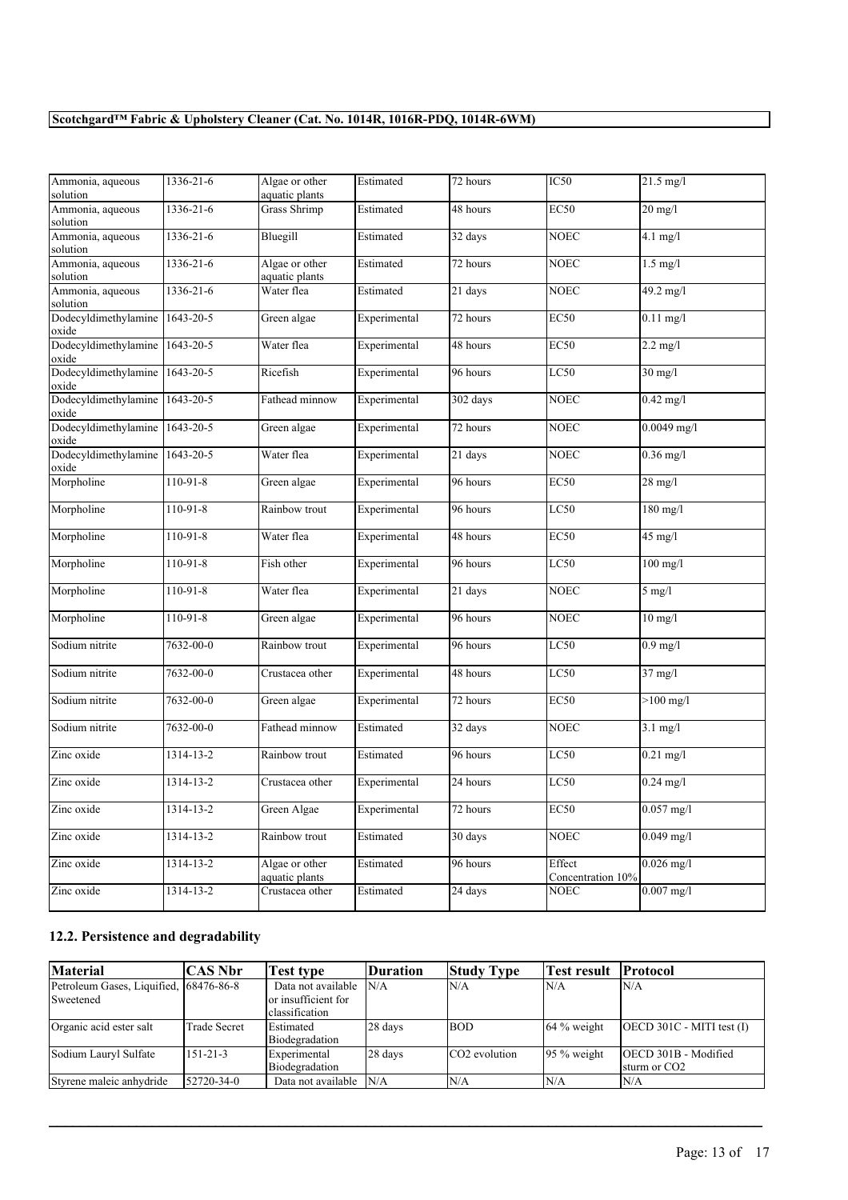**Scotchgard™ Fabric & Upholstery Cleaner (Cat. No. 1014R, 1016R-PDQ, 1014R-6WM)**

| | | | | | | |
|---|---|---|---|---|---|---|
| Ammonia, aqueous solution | 1336-21-6 | Algae or other aquatic plants | Estimated | 72 hours | IC50 | 21.5 mg/l |
| Ammonia, aqueous solution | 1336-21-6 | Grass Shrimp | Estimated | 48 hours | EC50 | 20 mg/l |
| Ammonia, aqueous solution | 1336-21-6 | Bluegill | Estimated | 32 days | NOEC | 4.1 mg/l |
| Ammonia, aqueous solution | 1336-21-6 | Algae or other aquatic plants | Estimated | 72 hours | NOEC | 1.5 mg/l |
| Ammonia, aqueous solution | 1336-21-6 | Water flea | Estimated | 21 days | NOEC | 49.2 mg/l |
| Dodecyldimethylamine oxide | 1643-20-5 | Green algae | Experimental | 72 hours | EC50 | 0.11 mg/l |
| Dodecyldimethylamine oxide | 1643-20-5 | Water flea | Experimental | 48 hours | EC50 | 2.2 mg/l |
| Dodecyldimethylamine oxide | 1643-20-5 | Ricefish | Experimental | 96 hours | LC50 | 30 mg/l |
| Dodecyldimethylamine oxide | 1643-20-5 | Fathead minnow | Experimental | 302 days | NOEC | 0.42 mg/l |
| Dodecyldimethylamine oxide | 1643-20-5 | Green algae | Experimental | 72 hours | NOEC | 0.0049 mg/l |
| Dodecyldimethylamine oxide | 1643-20-5 | Water flea | Experimental | 21 days | NOEC | 0.36 mg/l |
| Morpholine | 110-91-8 | Green algae | Experimental | 96 hours | EC50 | 28 mg/l |
| Morpholine | 110-91-8 | Rainbow trout | Experimental | 96 hours | LC50 | 180 mg/l |
| Morpholine | 110-91-8 | Water flea | Experimental | 48 hours | EC50 | 45 mg/l |
| Morpholine | 110-91-8 | Fish other | Experimental | 96 hours | LC50 | 100 mg/l |
| Morpholine | 110-91-8 | Water flea | Experimental | 21 days | NOEC | 5 mg/l |
| Morpholine | 110-91-8 | Green algae | Experimental | 96 hours | NOEC | 10 mg/l |
| Sodium nitrite | 7632-00-0 | Rainbow trout | Experimental | 96 hours | LC50 | 0.9 mg/l |
| Sodium nitrite | 7632-00-0 | Crustacea other | Experimental | 48 hours | LC50 | 37 mg/l |
| Sodium nitrite | 7632-00-0 | Green algae | Experimental | 72 hours | EC50 | >100 mg/l |
| Sodium nitrite | 7632-00-0 | Fathead minnow | Estimated | 32 days | NOEC | 3.1 mg/l |
| Zinc oxide | 1314-13-2 | Rainbow trout | Estimated | 96 hours | LC50 | 0.21 mg/l |
| Zinc oxide | 1314-13-2 | Crustacea other | Experimental | 24 hours | LC50 | 0.24 mg/l |
| Zinc oxide | 1314-13-2 | Green Algae | Experimental | 72 hours | EC50 | 0.057 mg/l |
| Zinc oxide | 1314-13-2 | Rainbow trout | Estimated | 30 days | NOEC | 0.049 mg/l |
| Zinc oxide | 1314-13-2 | Algae or other aquatic plants | Estimated | 96 hours | Effect Concentration 10% | 0.026 mg/l |
| Zinc oxide | 1314-13-2 | Crustacea other | Estimated | 24 days | NOEC | 0.007 mg/l |

## 12.2. Persistence and degradability

| Material | CAS Nbr | Test type | Duration | Study Type | Test result | Protocol |
|---|---|---|---|---|---|---|
| Petroleum Gases, Liquified, Sweetened | 68476-86-8 | Data not available or insufficient for classification | N/A | N/A | N/A | N/A |
| Organic acid ester salt | Trade Secret | Estimated Biodegradation | 28 days | BOD | 64 % weight | OECD 301C - MITI test (I) |
| Sodium Lauryl Sulfate | 151-21-3 | Experimental Biodegradation | 28 days | $CO_2$ evolution | 95 % weight | OECD 301B - Modified sturm or $CO_2$ |
| Styrene maleic anhydride | 52720-34-0 | Data not available | N/A | N/A | N/A | N/A |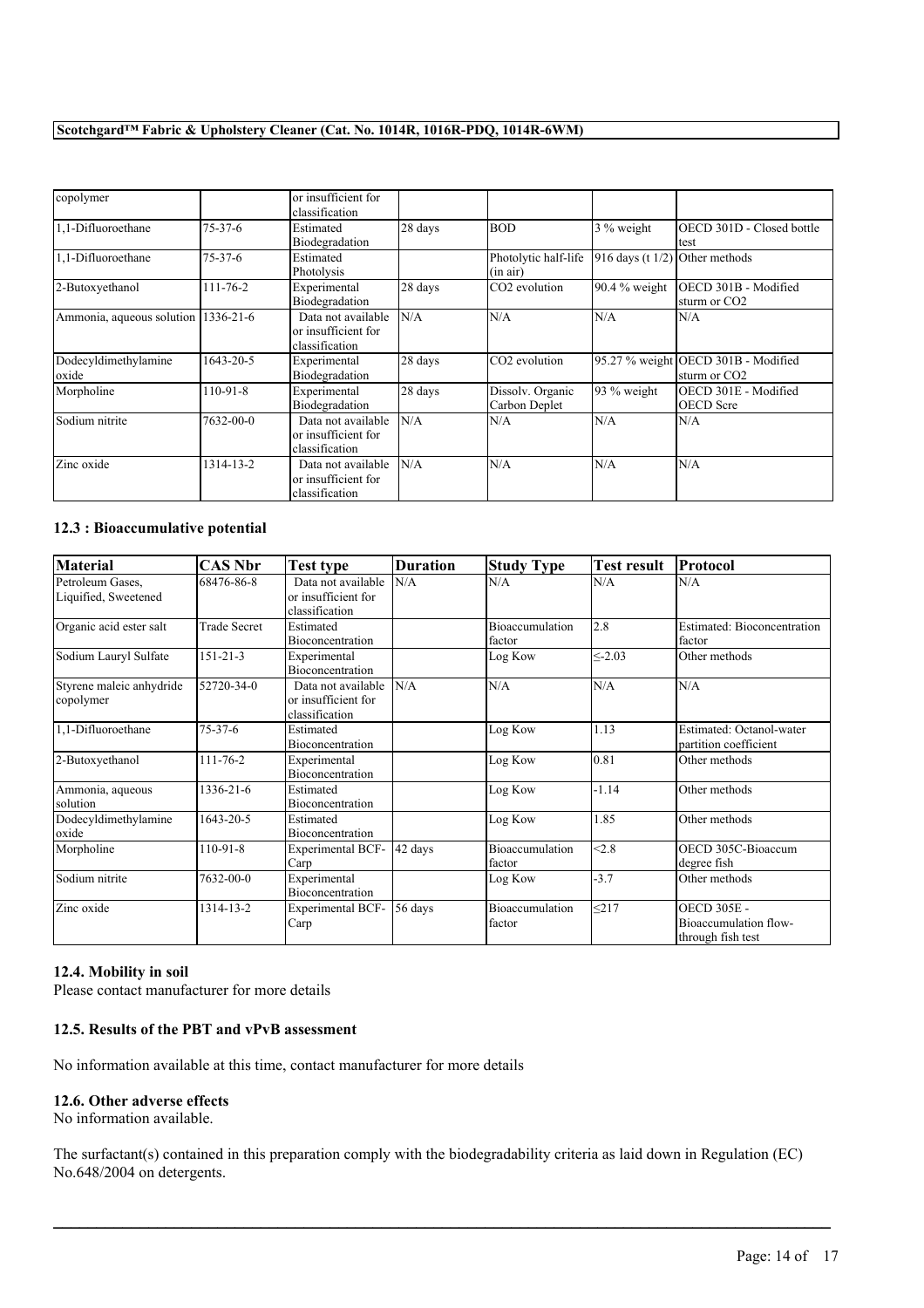| copolymer | | or insufficient for classification | | | | |
|---|---|---|---|---|---|---|
| 1,1-Difluoroethane | 75-37-6 | Estimated Biodegradation | 28 days | BOD | 3 % weight | OECD 301D - Closed bottle test |
| 1,1-Difluoroethane | 75-37-6 | Estimated Photolysis | | Photolytic half-life (in air) | 916 days (t 1/2) | Other methods |
| 2-Butoxyethanol | 111-76-2 | Experimental Biodegradation | 28 days | $CO_2$ evolution | 90.4 % weight | OECD 301B - Modified sturm or $CO_2$ |
| Ammonia, aqueous solution | 1336-21-6 | Data not available or insufficient for classification | N/A | N/A | N/A | N/A |
| Dodecyldimethylamine oxide | 1643-20-5 | Experimental Biodegradation | 28 days | $CO_2$ evolution | 95.27 % weight | OECD 301B - Modified sturm or $CO_2$ |
| Morpholine | 110-91-8 | Experimental Biodegradation | 28 days | Dissolv. Organic Carbon Deplet | 93 % weight | OECD 301E - Modified OECD Scre |
| Sodium nitrite | 7632-00-0 | Data not available or insufficient for classification | N/A | N/A | N/A | N/A |
| Zinc oxide | 1314-13-2 | Data not available or insufficient for classification | N/A | N/A | N/A | N/A |

### 12.3 : Bioaccumulative potential

| Material | CAS Nbr | Test type | Duration | Study Type | Test result | Protocol |
|---|---|---|---|---|---|---|
| Petroleum Gases, Liquified, Sweetened | 68476-86-8 | Data not available or insufficient for classification | N/A | N/A | N/A | N/A |
| Organic acid ester salt | Trade Secret | Estimated Bioconcentration | | Bioaccumulation factor | 2.8 | Estimated: Bioconcentration factor |
| Sodium Lauryl Sulfate | 151-21-3 | Experimental Bioconcentration | | Log Kow | ≤-2.03 | Other methods |
| Styrene maleic anhydride copolymer | 52720-34-0 | Data not available or insufficient for classification | N/A | N/A | N/A | N/A |
| 1,1-Difluoroethane | 75-37-6 | Estimated Bioconcentration | | Log Kow | 1.13 | Estimated: Octanol-water partition coefficient |
| 2-Butoxyethanol | 111-76-2 | Experimental Bioconcentration | | Log Kow | 0.81 | Other methods |
| Ammonia, aqueous solution | 1336-21-6 | Estimated Bioconcentration | | Log Kow | -1.14 | Other methods |
| Dodecyldimethylamine oxide | 1643-20-5 | Estimated Bioconcentration | | Log Kow | 1.85 | Other methods |
| Morpholine | 110-91-8 | Experimental BCF-Carp | 42 days | Bioaccumulation factor | <2.8 | OECD 305C-Bioaccum degree fish |
| Sodium nitrite | 7632-00-0 | Experimental Bioconcentration | | Log Kow | -3.7 | Other methods |
| Zinc oxide | 1314-13-2 | Experimental BCF-Carp | 56 days | Bioaccumulation factor | ≤217 | OECD 305E - Bioaccumulation flow-through fish test |

### 12.4. Mobility in soil

Please contact manufacturer for more details

### 12.5. Results of the PBT and vPvB assessment

No information available at this time, contact manufacturer for more details

### 12.6. Other adverse effects

No information available.

The surfactant(s) contained in this preparation comply with the biodegradability criteria as laid down in Regulation (EC) No.648/2004 on detergents.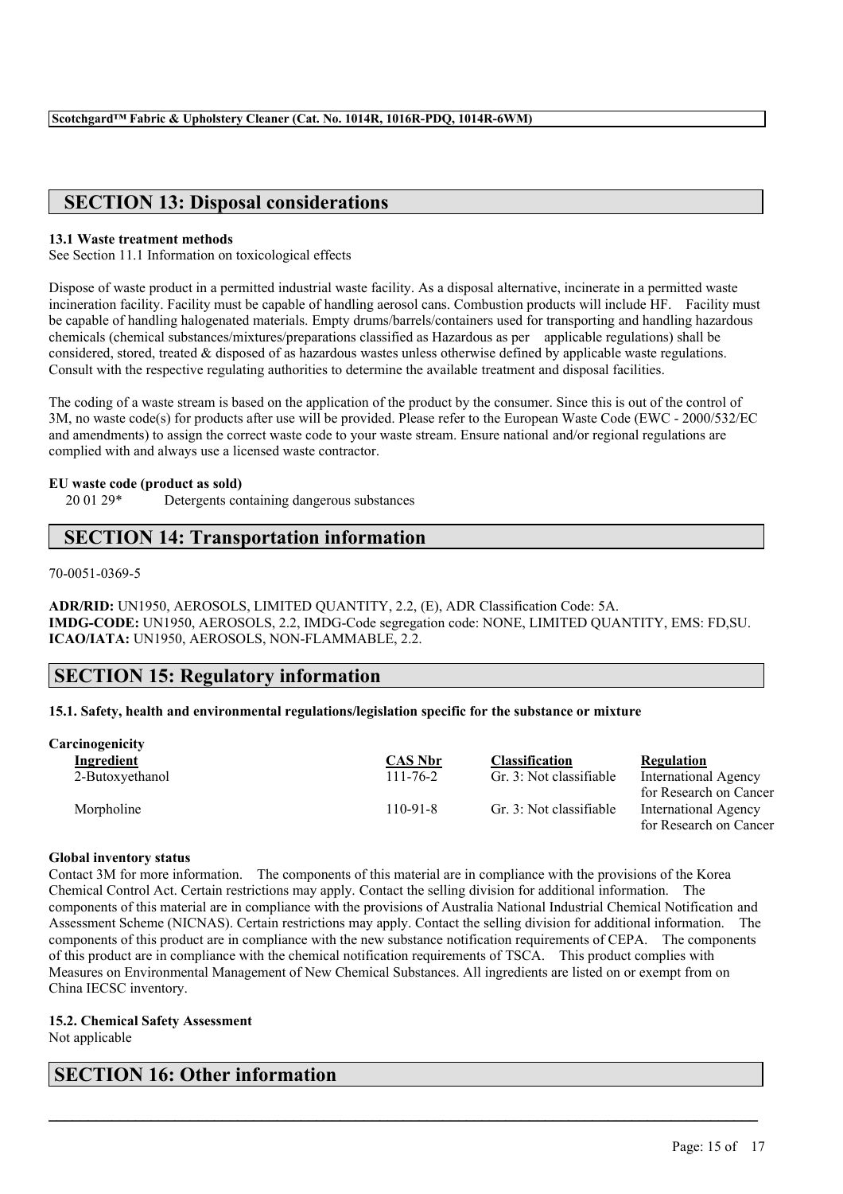## SECTION 13: Disposal considerations

**13.1 Waste treatment methods**
See Section 11.1 Information on toxicological effects

Dispose of waste product in a permitted industrial waste facility. As a disposal alternative, incinerate in a permitted waste incineration facility. Facility must be capable of handling aerosol cans. Combustion products will include HF. Facility must be capable of handling halogenated materials. Empty drums/barrels/containers used for transporting and handling hazardous chemicals (chemical substances/mixtures/preparations classified as Hazardous as per applicable regulations) shall be considered, stored, treated & disposed of as hazardous wastes unless otherwise defined by applicable waste regulations. Consult with the respective regulating authorities to determine the available treatment and disposal facilities.

The coding of a waste stream is based on the application of the product by the consumer. Since this is out of the control of 3M, no waste code(s) for products after use will be provided. Please refer to the European Waste Code (EWC - 2000/532/EC and amendments) to assign the correct waste code to your waste stream. Ensure national and/or regional regulations are complied with and always use a licensed waste contractor.

**EU waste code (product as sold)**
20 01 29* Detergents containing dangerous substances

## SECTION 14: Transportation information

70-0051-0369-5

**ADR/RID:** UN1950, AEROSOLS, LIMITED QUANTITY, 2.2, (E), ADR Classification Code: 5A.
**IMDG-CODE:** UN1950, AEROSOLS, 2.2, IMDG-Code segregation code: NONE, LIMITED QUANTITY, EMS: FD,SU.
**ICAO/IATA:** UN1950, AEROSOLS, NON-FLAMMABLE, 2.2.

## SECTION 15: Regulatory information

**15.1. Safety, health and environmental regulations/legislation specific for the substance or mixture**

**Carcinogenicity**

| Ingredient | CAS Nbr | Classification | Regulation |
|---|---|---|---|
| 2-Butoxyethanol | 111-76-2 | Gr. 3: Not classifiable | International Agency for Research on Cancer |
| Morpholine | 110-91-8 | Gr. 3: Not classifiable | International Agency for Research on Cancer |

**Global inventory status**
Contact 3M for more information. The components of this material are in compliance with the provisions of the Korea Chemical Control Act. Certain restrictions may apply. Contact the selling division for additional information. The components of this material are in compliance with the provisions of Australia National Industrial Chemical Notification and Assessment Scheme (NICNAS). Certain restrictions may apply. Contact the selling division for additional information. The components of this product are in compliance with the new substance notification requirements of CEPA. The components of this product are in compliance with the chemical notification requirements of TSCA. This product complies with Measures on Environmental Management of New Chemical Substances. All ingredients are listed on or exempt from on China IECSC inventory.

**15.2. Chemical Safety Assessment**
Not applicable

## SECTION 16: Other information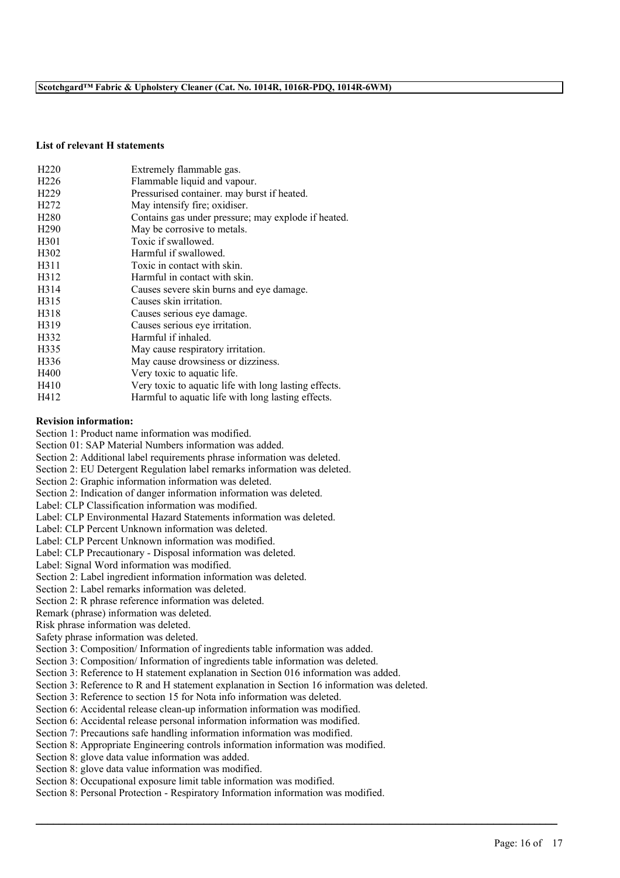**List of relevant H statements**

| | |
|---|---|
| H220 | Extremely flammable gas. |
| H226 | Flammable liquid and vapour. |
| H229 | Pressurised container. may burst if heated. |
| H272 | May intensify fire; oxidiser. |
| H280 | Contains gas under pressure; may explode if heated. |
| H290 | May be corrosive to metals. |
| H301 | Toxic if swallowed. |
| H302 | Harmful if swallowed. |
| H311 | Toxic in contact with skin. |
| H312 | Harmful in contact with skin. |
| H314 | Causes severe skin burns and eye damage. |
| H315 | Causes skin irritation. |
| H318 | Causes serious eye damage. |
| H319 | Causes serious eye irritation. |
| H332 | Harmful if inhaled. |
| H335 | May cause respiratory irritation. |
| H336 | May cause drowsiness or dizziness. |
| H400 | Very toxic to aquatic life. |
| H410 | Very toxic to aquatic life with long lasting effects. |
| H412 | Harmful to aquatic life with long lasting effects. |

**Revision information:**

Section 1: Product name information was modified.
Section 01: SAP Material Numbers information was added.
Section 2: Additional label requirements phrase information was deleted.
Section 2: EU Detergent Regulation label remarks information was deleted.
Section 2: Graphic information information was deleted.
Section 2: Indication of danger information information was deleted.
Label: CLP Classification information was modified.
Label: CLP Environmental Hazard Statements information was deleted.
Label: CLP Percent Unknown information was deleted.
Label: CLP Percent Unknown information was modified.
Label: CLP Precautionary - Disposal information was deleted.
Label: Signal Word information was modified.
Section 2: Label ingredient information information was deleted.
Section 2: Label remarks information was deleted.
Section 2: R phrase reference information was deleted.
Remark (phrase) information was deleted.
Risk phrase information was deleted.
Safety phrase information was deleted.
Section 3: Composition/ Information of ingredients table information was added.
Section 3: Composition/ Information of ingredients table information was deleted.
Section 3: Reference to H statement explanation in Section 016 information was added.
Section 3: Reference to R and H statement explanation in Section 16 information was deleted.
Section 3: Reference to section 15 for Nota info information was deleted.
Section 6: Accidental release clean-up information information was modified.
Section 6: Accidental release personal information information was modified.
Section 7: Precautions safe handling information information was modified.
Section 8: Appropriate Engineering controls information information was modified.
Section 8: glove data value information was added.
Section 8: glove data value information was modified.
Section 8: Occupational exposure limit table information was modified.
Section 8: Personal Protection - Respiratory Information information was modified.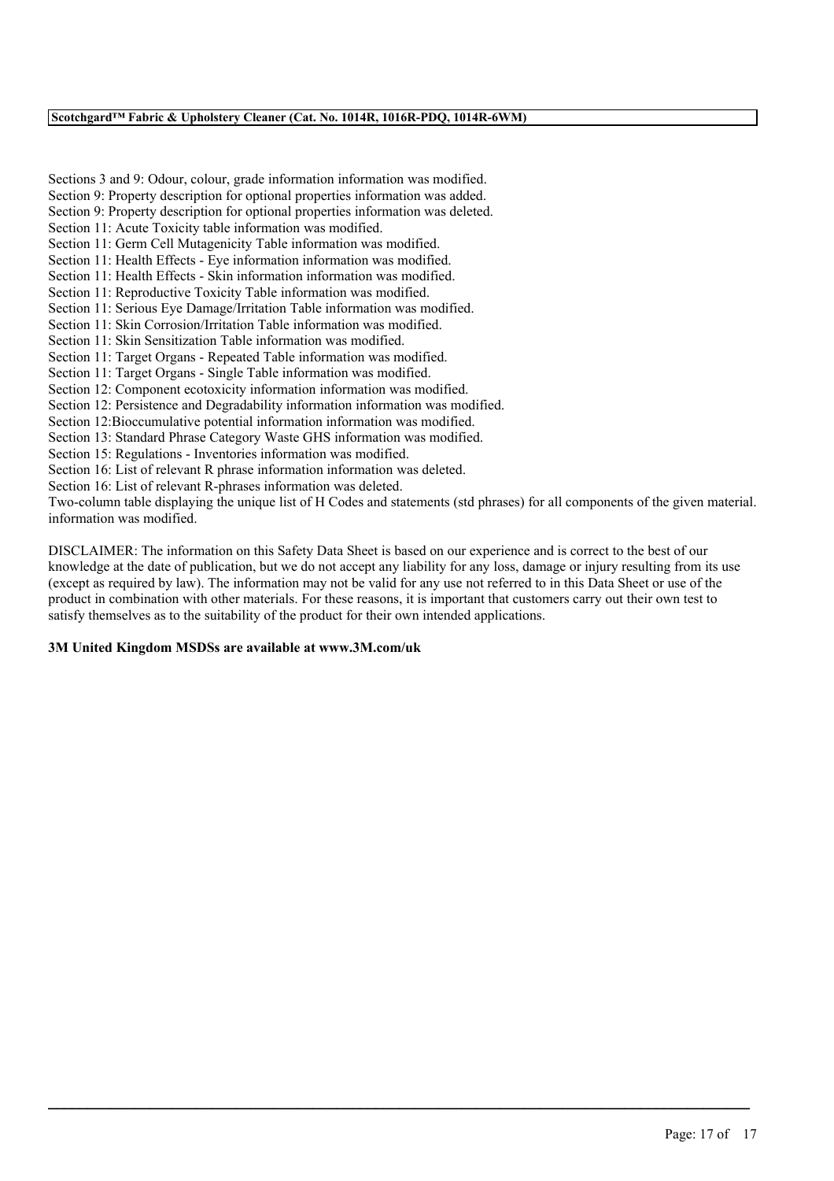Sections 3 and 9: Odour, colour, grade information information was modified.
Section 9: Property description for optional properties information was added.
Section 9: Property description for optional properties information was deleted.
Section 11: Acute Toxicity table information was modified.
Section 11: Germ Cell Mutagenicity Table information was modified.
Section 11: Health Effects - Eye information information was modified.
Section 11: Health Effects - Skin information information was modified.
Section 11: Reproductive Toxicity Table information was modified.
Section 11: Serious Eye Damage/Irritation Table information was modified.
Section 11: Skin Corrosion/Irritation Table information was modified.
Section 11: Skin Sensitization Table information was modified.
Section 11: Target Organs - Repeated Table information was modified.
Section 11: Target Organs - Single Table information was modified.
Section 12: Component ecotoxicity information information was modified.
Section 12: Persistence and Degradability information information was modified.
Section 12:Bioccumulative potential information information was modified.
Section 13: Standard Phrase Category Waste GHS information was modified.
Section 15: Regulations - Inventories information was modified.
Section 16: List of relevant R phrase information information was deleted.
Section 16: List of relevant R-phrases information was deleted.
Two-column table displaying the unique list of H Codes and statements (std phrases) for all components of the given material. information was modified.

DISCLAIMER: The information on this Safety Data Sheet is based on our experience and is correct to the best of our knowledge at the date of publication, but we do not accept any liability for any loss, damage or injury resulting from its use (except as required by law). The information may not be valid for any use not referred to in this Data Sheet or use of the product in combination with other materials. For these reasons, it is important that customers carry out their own test to satisfy themselves as to the suitability of the product for their own intended applications.

**3M United Kingdom MSDSs are available at www.3M.com/uk**